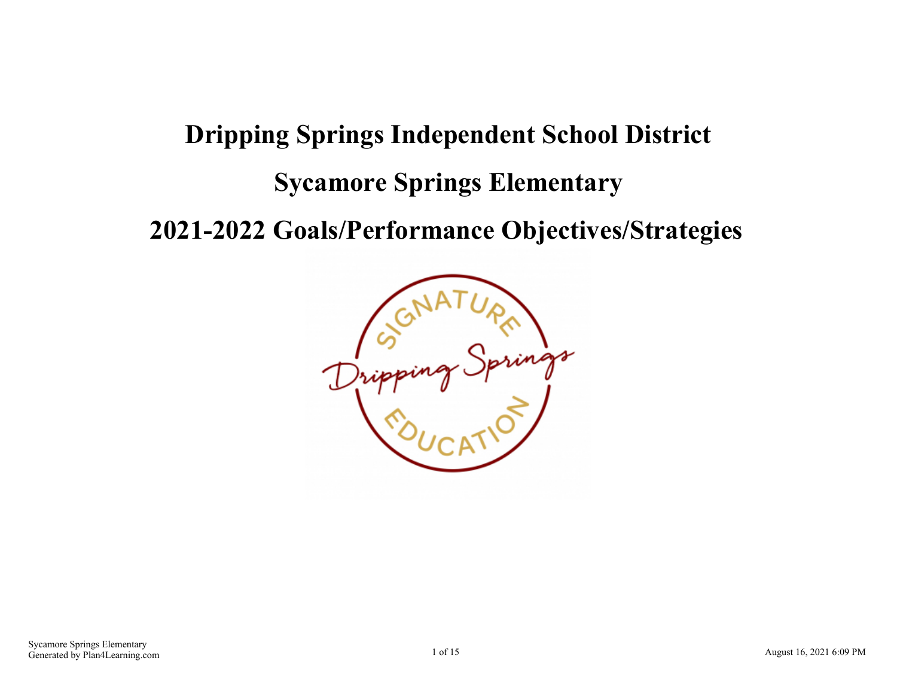# Dripping Springs Independent School District

# Sycamore Springs Elementary

# 2021-2022 Goals/Performance Objectives/Strategies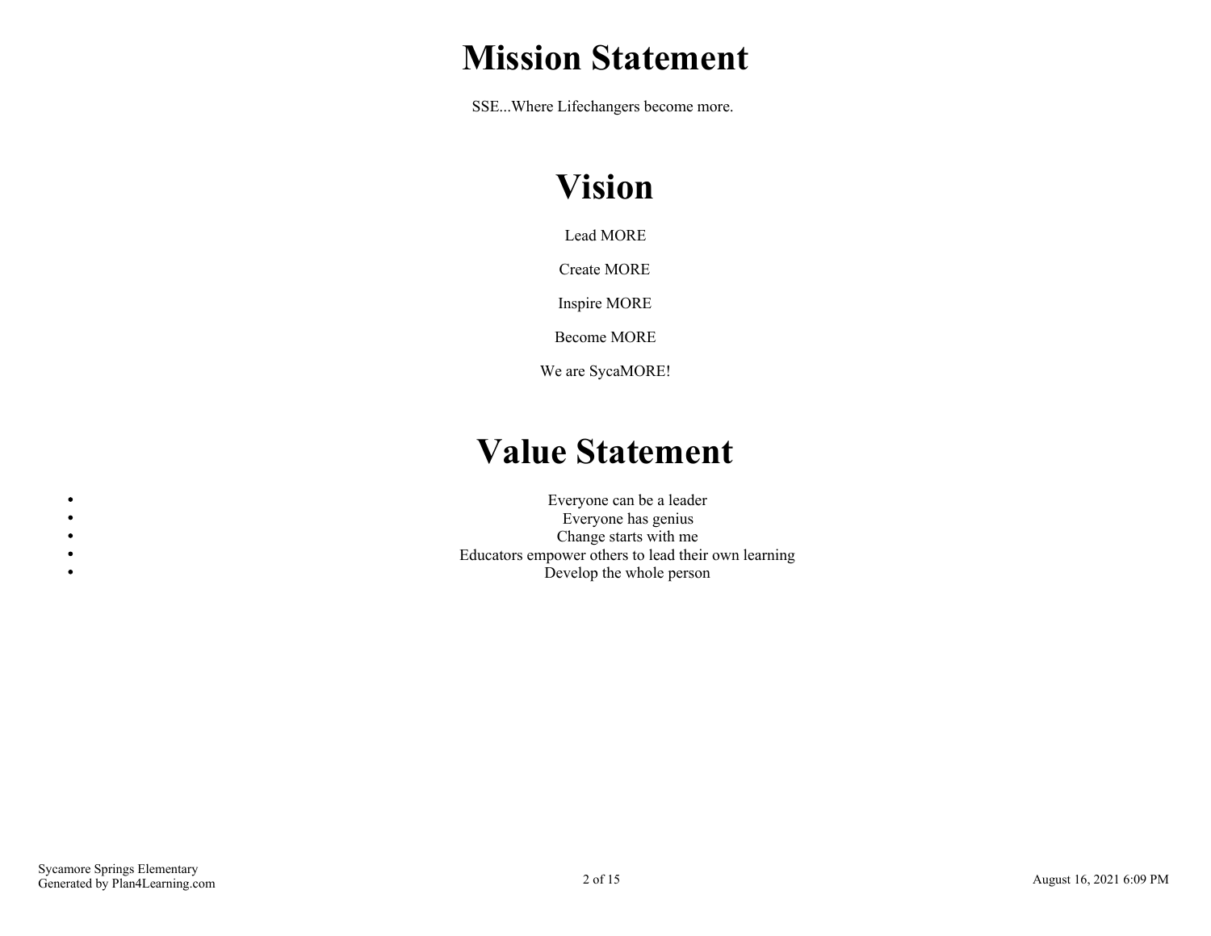# Mission Statement

SSE...Where Lifechangers become more.

# Vision

Lead MORE

Create MORE

Inspire MORE

Become MORE

We are SycaMORE!

# Value Statement

- Everyone can be a leader
- Everyone has genius
- Change starts with me
- Educators empower others to lead their own learning
- Develop the whole person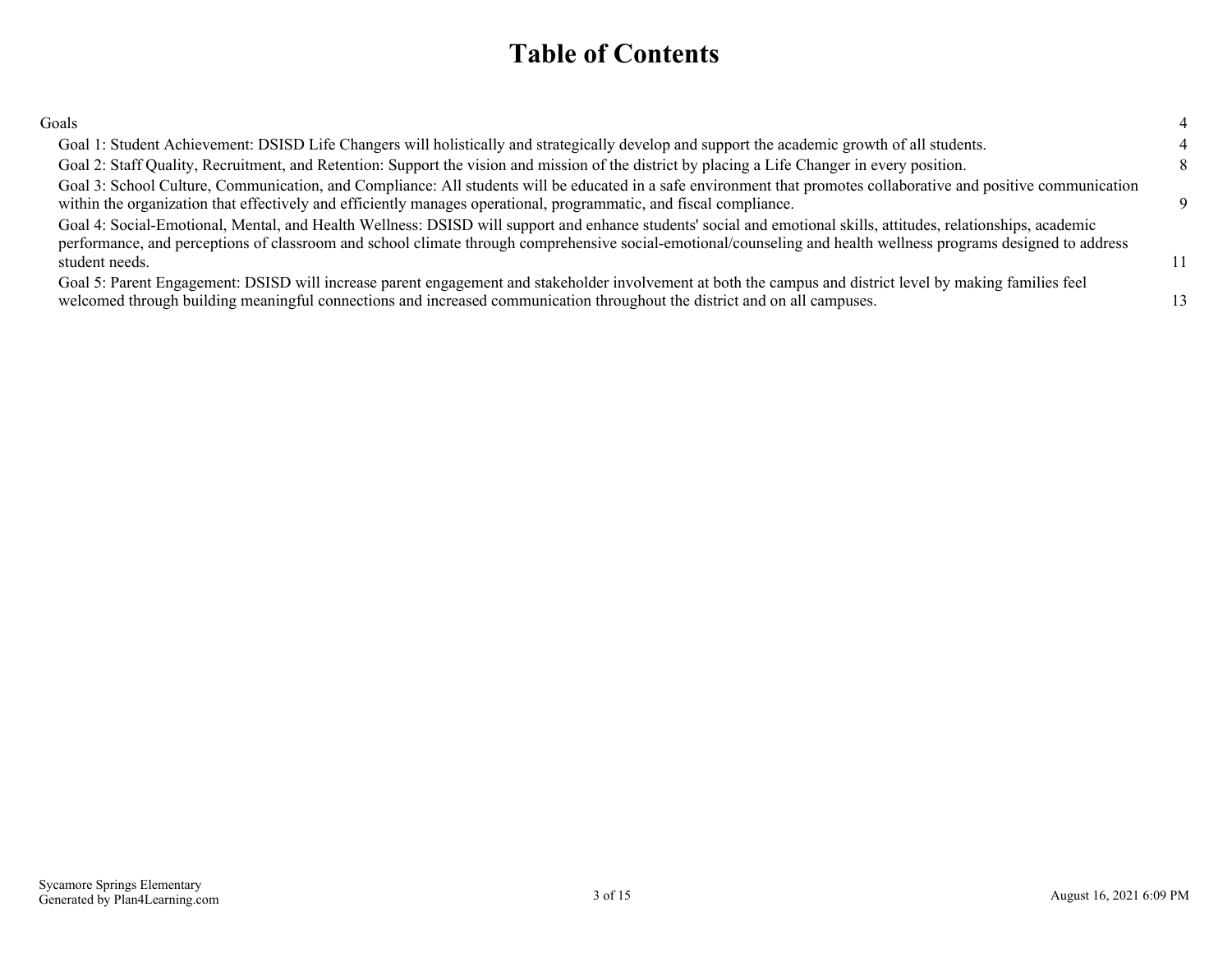# Table of Contents

| | |
|---|---|
| Goals | 4 |
| Goal 1: Student Achievement: DSISD Life Changers will holistically and strategically develop and support the academic growth of all students. | 4 |
| Goal 2: Staff Quality, Recruitment, and Retention: Support the vision and mission of the district by placing a Life Changer in every position. | 8 |
| Goal 3: School Culture, Communication, and Compliance: All students will be educated in a safe environment that promotes collaborative and positive communication within the organization that effectively and efficiently manages operational, programmatic, and fiscal compliance. | 9 |
| Goal 4: Social-Emotional, Mental, and Health Wellness: DSISD will support and enhance students' social and emotional skills, attitudes, relationships, academic performance, and perceptions of classroom and school climate through comprehensive social-emotional/counseling and health wellness programs designed to address student needs. | 11 |
| Goal 5: Parent Engagement: DSISD will increase parent engagement and stakeholder involvement at both the campus and district level by making families feel welcomed through building meaningful connections and increased communication throughout the district and on all campuses. | 13 |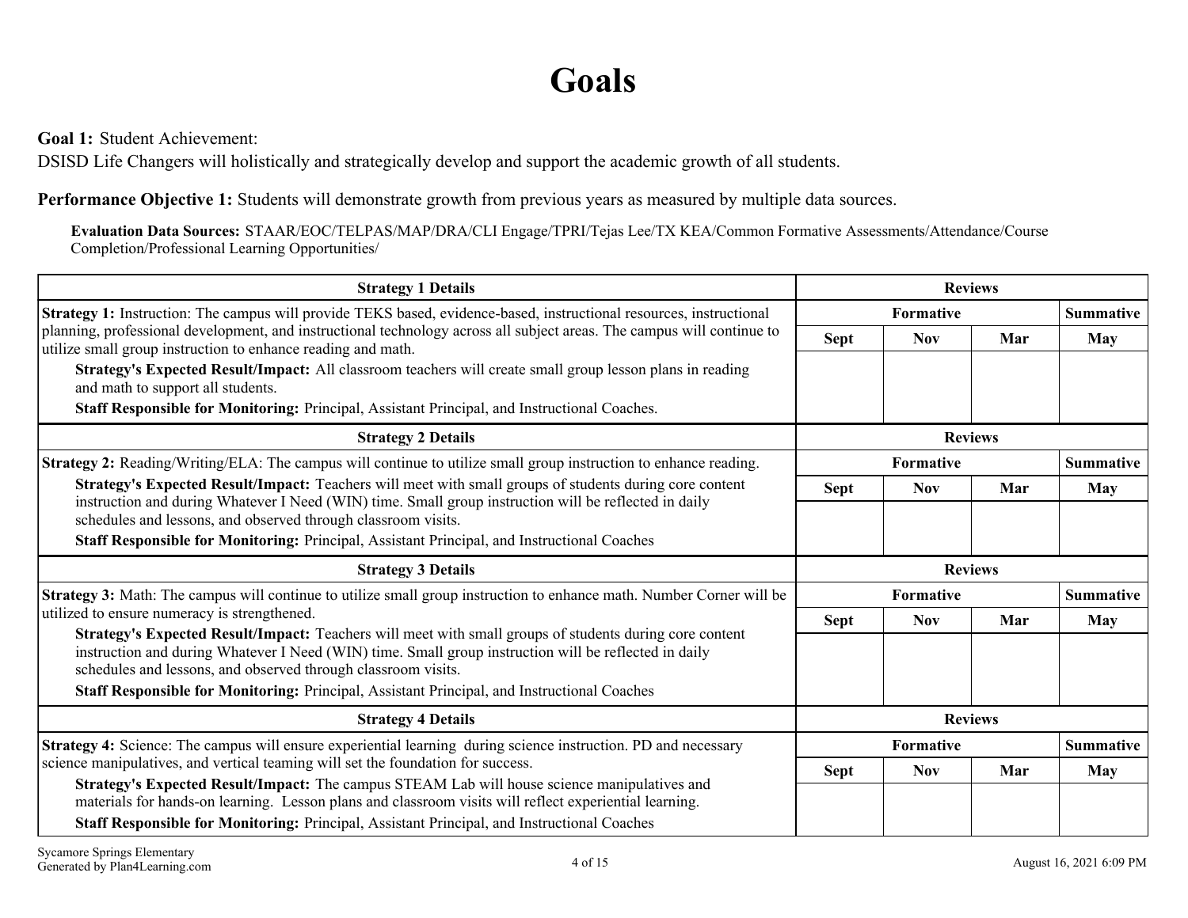# Goals

**Goal 1:** Student Achievement:
DSISD Life Changers will holistically and strategically develop and support the academic growth of all students.

**Performance Objective 1:** Students will demonstrate growth from previous years as measured by multiple data sources.

**Evaluation Data Sources:** STAAR/EOC/TELPAS/MAP/DRA/CLI Engage/TPRI/Tejas Lee/TX KEA/Common Formative Assessments/Attendance/Course Completion/Professional Learning Opportunities/

| Strategy 1 Details | Reviews | | | |
|---|---|---|---|---|
| | Formative | | | Summative |
| | Sept | Nov | Mar | May |
| **Strategy 1:** Instruction: The campus will provide TEKS based, evidence-based, instructional resources, instructional planning, professional development, and instructional technology across all subject areas. The campus will continue to utilize small group instruction to enhance reading and math.<br>**Strategy's Expected Result/Impact:** All classroom teachers will create small group lesson plans in reading and math to support all students.<br>**Staff Responsible for Monitoring:** Principal, Assistant Principal, and Instructional Coaches. | | | | |

| Strategy 2 Details | Reviews | | | |
|---|---|---|---|---|
| | Formative | | | Summative |
| | Sept | Nov | Mar | May |
| **Strategy 2:** Reading/Writing/ELA: The campus will continue to utilize small group instruction to enhance reading.<br>**Strategy's Expected Result/Impact:** Teachers will meet with small groups of students during core content instruction and during Whatever I Need (WIN) time. Small group instruction will be reflected in daily schedules and lessons, and observed through classroom visits.<br>**Staff Responsible for Monitoring:** Principal, Assistant Principal, and Instructional Coaches | | | | |

| Strategy 3 Details | Reviews | | | |
|---|---|---|---|---|
| | Formative | | | Summative |
| | Sept | Nov | Mar | May |
| **Strategy 3:** Math: The campus will continue to utilize small group instruction to enhance math. Number Corner will be utilized to ensure numeracy is strengthened.<br>**Strategy's Expected Result/Impact:** Teachers will meet with small groups of students during core content instruction and during Whatever I Need (WIN) time. Small group instruction will be reflected in daily schedules and lessons, and observed through classroom visits.<br>**Staff Responsible for Monitoring:** Principal, Assistant Principal, and Instructional Coaches | | | | |

| Strategy 4 Details | Reviews | | | |
|---|---|---|---|---|
| | Formative | | | Summative |
| | Sept | Nov | Mar | May |
| **Strategy 4:** Science: The campus will ensure experiential learning during science instruction. PD and necessary science manipulatives, and vertical teaming will set the foundation for success.<br>**Strategy's Expected Result/Impact:** The campus STEAM Lab will house science manipulatives and materials for hands-on learning. Lesson plans and classroom visits will reflect experiential learning.<br>**Staff Responsible for Monitoring:** Principal, Assistant Principal, and Instructional Coaches | | | | |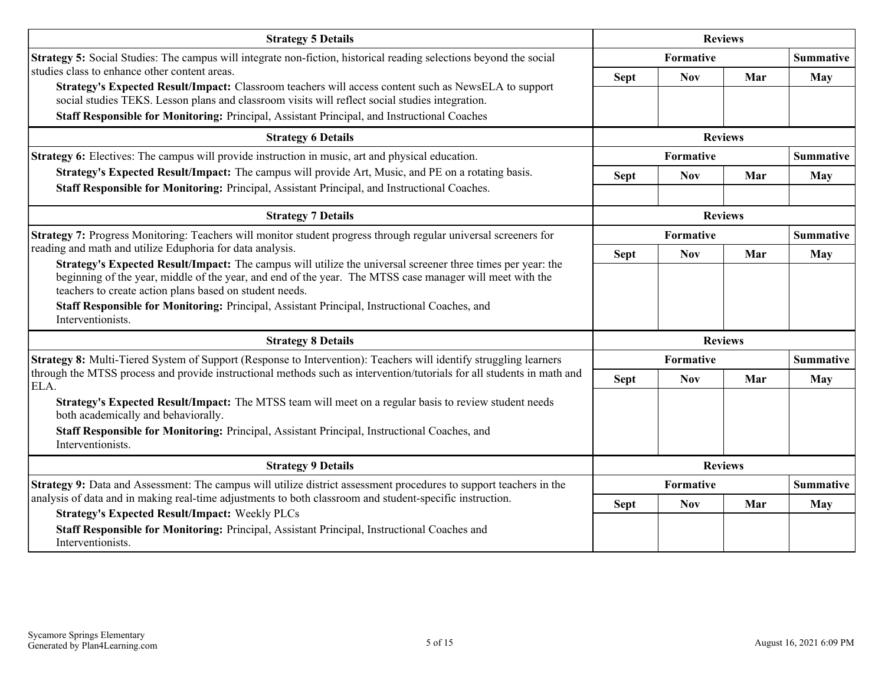| Strategy 5 Details | Reviews | | | |
|---|---|---|---|---|
| | Formative | | | Summative |
| **Strategy 5:** Social Studies: The campus will integrate non-fiction, historical reading selections beyond the social studies class to enhance other content areas.<br>**Strategy's Expected Result/Impact:** Classroom teachers will access content such as NewsELA to support social studies TEKS. Lesson plans and classroom visits will reflect social studies integration.<br>**Staff Responsible for Monitoring:** Principal, Assistant Principal, and Instructional Coaches | Sept | Nov | Mar | May |
| | | | | |

| Strategy 6 Details | Reviews | | | |
|---|---|---|---|---|
| | Formative | | | Summative |
| **Strategy 6:** Electives: The campus will provide instruction in music, art and physical education.<br>**Strategy's Expected Result/Impact:** The campus will provide Art, Music, and PE on a rotating basis.<br>**Staff Responsible for Monitoring:** Principal, Assistant Principal, and Instructional Coaches. | Sept | Nov | Mar | May |
| | | | | |

| Strategy 7 Details | Reviews | | | |
|---|---|---|---|---|
| | Formative | | | Summative |
| **Strategy 7:** Progress Monitoring: Teachers will monitor student progress through regular universal screeners for reading and math and utilize Eduphoria for data analysis.<br>**Strategy's Expected Result/Impact:** The campus will utilize the universal screener three times per year: the beginning of the year, middle of the year, and end of the year. The MTSS case manager will meet with the teachers to create action plans based on student needs.<br>**Staff Responsible for Monitoring:** Principal, Assistant Principal, Instructional Coaches, and Interventionists. | Sept | Nov | Mar | May |
| | | | | |

| Strategy 8 Details | Reviews | | | |
|---|---|---|---|---|
| | Formative | | | Summative |
| **Strategy 8:** Multi-Tiered System of Support (Response to Intervention): Teachers will identify struggling learners through the MTSS process and provide instructional methods such as intervention/tutorials for all students in math and ELA.<br>**Strategy's Expected Result/Impact:** The MTSS team will meet on a regular basis to review student needs both academically and behaviorally.<br>**Staff Responsible for Monitoring:** Principal, Assistant Principal, Instructional Coaches, and Interventionists. | Sept | Nov | Mar | May |
| | | | | |

| Strategy 9 Details | Reviews | | | |
|---|---|---|---|---|
| | Formative | | | Summative |
| **Strategy 9:** Data and Assessment: The campus will utilize district assessment procedures to support teachers in the analysis of data and in making real-time adjustments to both classroom and student-specific instruction.<br>**Strategy's Expected Result/Impact:** Weekly PLCs<br>**Staff Responsible for Monitoring:** Principal, Assistant Principal, Instructional Coaches and Interventionists. | Sept | Nov | Mar | May |
| | | | | |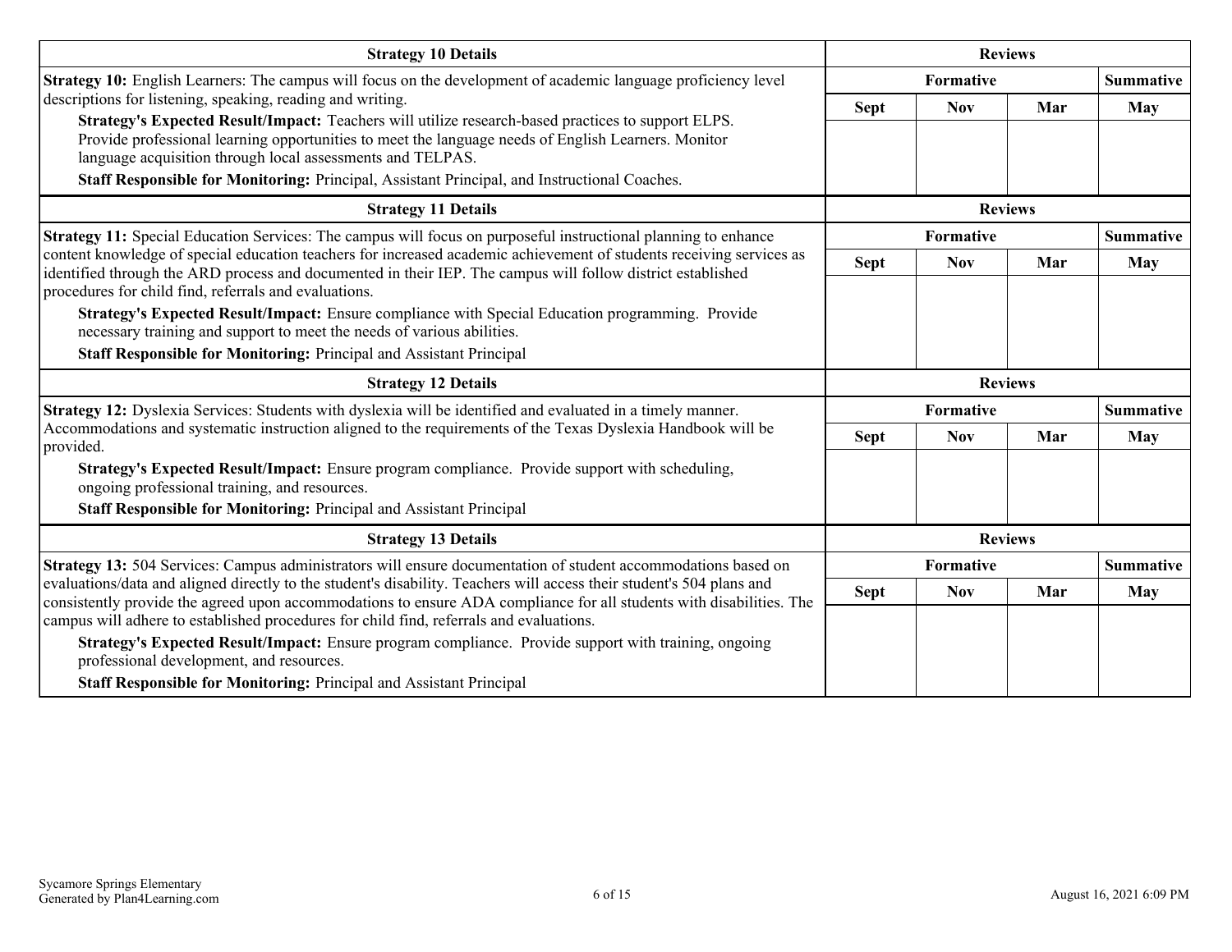| Strategy 10 Details | Reviews | | | |
|---|---|---|---|---|
| | Formative | | | Summative |
| **Strategy 10:** English Learners: The campus will focus on the development of academic language proficiency level descriptions for listening, speaking, reading and writing.<br>**Strategy's Expected Result/Impact:** Teachers will utilize research-based practices to support ELPS. Provide professional learning opportunities to meet the language needs of English Learners. Monitor language acquisition through local assessments and TELPAS.<br>**Staff Responsible for Monitoring:** Principal, Assistant Principal, and Instructional Coaches. | Sept | Nov | Mar | May |
| | | | | |

| Strategy 11 Details | Reviews | | | |
|---|---|---|---|---|
| | Formative | | | Summative |
| **Strategy 11:** Special Education Services: The campus will focus on purposeful instructional planning to enhance content knowledge of special education teachers for increased academic achievement of students receiving services as identified through the ARD process and documented in their IEP. The campus will follow district established procedures for child find, referrals and evaluations.<br>**Strategy's Expected Result/Impact:** Ensure compliance with Special Education programming. Provide necessary training and support to meet the needs of various abilities.<br>**Staff Responsible for Monitoring:** Principal and Assistant Principal | Sept | Nov | Mar | May |
| | | | | |

| Strategy 12 Details | Reviews | | | |
|---|---|---|---|---|
| | Formative | | | Summative |
| **Strategy 12:** Dyslexia Services: Students with dyslexia will be identified and evaluated in a timely manner. Accommodations and systematic instruction aligned to the requirements of the Texas Dyslexia Handbook will be provided.<br>**Strategy's Expected Result/Impact:** Ensure program compliance. Provide support with scheduling, ongoing professional training, and resources.<br>**Staff Responsible for Monitoring:** Principal and Assistant Principal | Sept | Nov | Mar | May |
| | | | | |

| Strategy 13 Details | Reviews | | | |
|---|---|---|---|---|
| | Formative | | | Summative |
| **Strategy 13:** 504 Services: Campus administrators will ensure documentation of student accommodations based on evaluations/data and aligned directly to the student's disability. Teachers will access their student's 504 plans and consistently provide the agreed upon accommodations to ensure ADA compliance for all students with disabilities. The campus will adhere to established procedures for child find, referrals and evaluations.<br>**Strategy's Expected Result/Impact:** Ensure program compliance. Provide support with training, ongoing professional development, and resources.<br>**Staff Responsible for Monitoring:** Principal and Assistant Principal | Sept | Nov | Mar | May |
| | | | | |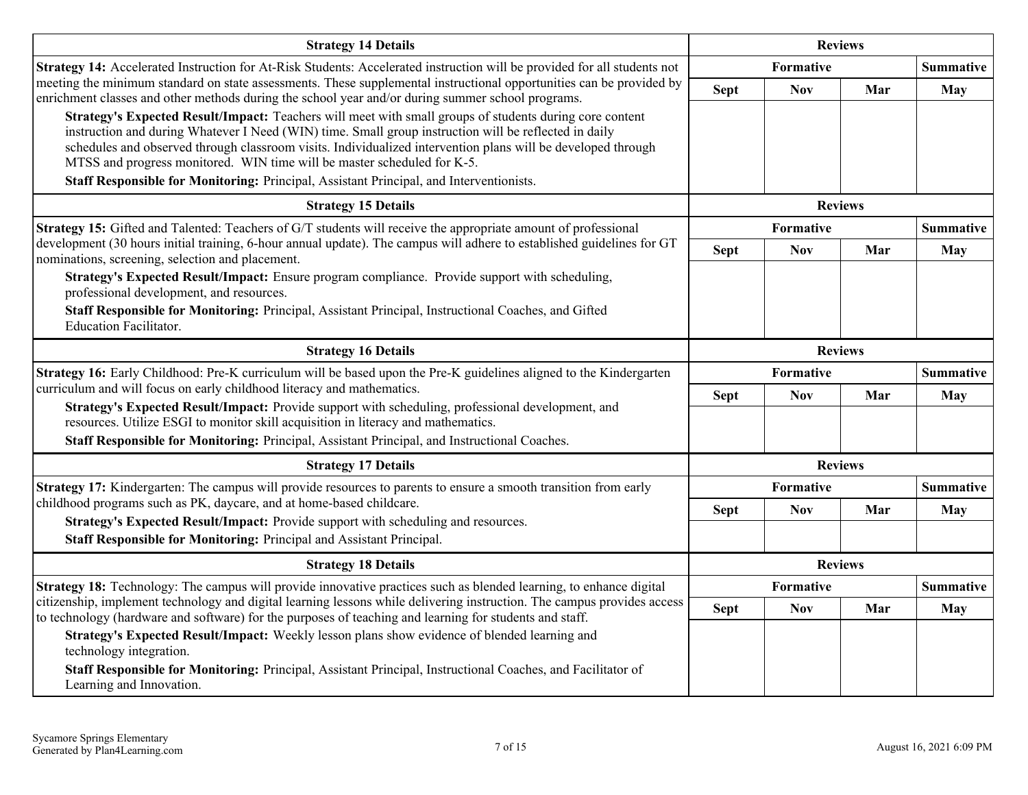| Strategy 14 Details | Reviews | | | |
|---|---|---|---|---|
| | Formative | | | Summative |
| | Sept | Nov | Mar | May |
| **Strategy 14:** Accelerated Instruction for At-Risk Students: Accelerated instruction will be provided for all students not meeting the minimum standard on state assessments. These supplemental instructional opportunities can be provided by enrichment classes and other methods during the school year and/or during summer school programs.<br>**Strategy's Expected Result/Impact:** Teachers will meet with small groups of students during core content instruction and during Whatever I Need (WIN) time. Small group instruction will be reflected in daily schedules and observed through classroom visits. Individualized intervention plans will be developed through MTSS and progress monitored. WIN time will be master scheduled for K-5.<br>**Staff Responsible for Monitoring:** Principal, Assistant Principal, and Interventionists. | | | | |

| Strategy 15 Details | Reviews | | | |
|---|---|---|---|---|
| | Formative | | | Summative |
| | Sept | Nov | Mar | May |
| **Strategy 15:** Gifted and Talented: Teachers of G/T students will receive the appropriate amount of professional development (30 hours initial training, 6-hour annual update). The campus will adhere to established guidelines for GT nominations, screening, selection and placement.<br>**Strategy's Expected Result/Impact:** Ensure program compliance. Provide support with scheduling, professional development, and resources.<br>**Staff Responsible for Monitoring:** Principal, Assistant Principal, Instructional Coaches, and Gifted Education Facilitator. | | | | |

| Strategy 16 Details | Reviews | | | |
|---|---|---|---|---|
| | Formative | | | Summative |
| | Sept | Nov | Mar | May |
| **Strategy 16:** Early Childhood: Pre-K curriculum will be based upon the Pre-K guidelines aligned to the Kindergarten curriculum and will focus on early childhood literacy and mathematics.<br>**Strategy's Expected Result/Impact:** Provide support with scheduling, professional development, and resources. Utilize ESGI to monitor skill acquisition in literacy and mathematics.<br>**Staff Responsible for Monitoring:** Principal, Assistant Principal, and Instructional Coaches. | | | | |

| Strategy 17 Details | Reviews | | | |
|---|---|---|---|---|
| | Formative | | | Summative |
| | Sept | Nov | Mar | May |
| **Strategy 17:** Kindergarten: The campus will provide resources to parents to ensure a smooth transition from early childhood programs such as PK, daycare, and at home-based childcare.<br>**Strategy's Expected Result/Impact:** Provide support with scheduling and resources.<br>**Staff Responsible for Monitoring:** Principal and Assistant Principal. | | | | |

| Strategy 18 Details | Reviews | | | |
|---|---|---|---|---|
| | Formative | | | Summative |
| | Sept | Nov | Mar | May |
| **Strategy 18:** Technology: The campus will provide innovative practices such as blended learning, to enhance digital citizenship, implement technology and digital learning lessons while delivering instruction. The campus provides access to technology (hardware and software) for the purposes of teaching and learning for students and staff.<br>**Strategy's Expected Result/Impact:** Weekly lesson plans show evidence of blended learning and technology integration.<br>**Staff Responsible for Monitoring:** Principal, Assistant Principal, Instructional Coaches, and Facilitator of Learning and Innovation. | | | | |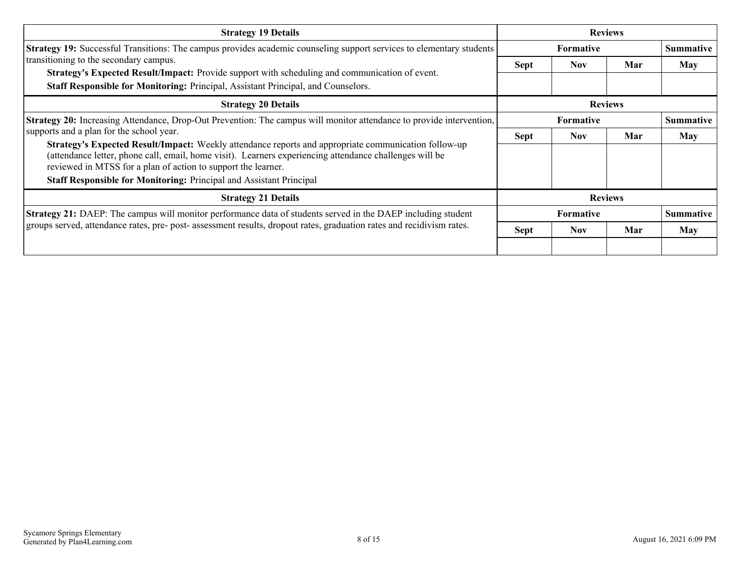| Strategy 19 Details | Reviews | | | |
|---|---|---|---|---|
| **Strategy 19:** Successful Transitions: The campus provides academic counseling support services to elementary students transitioning to the secondary campus.<br>**Strategy's Expected Result/Impact:** Provide support with scheduling and communication of event.<br>**Staff Responsible for Monitoring:** Principal, Assistant Principal, and Counselors. | Formative | | | Summative |
| | Sept | Nov | Mar | May |
| | | | | |

| Strategy 20 Details | Reviews | | | |
|---|---|---|---|---|
| **Strategy 20:** Increasing Attendance, Drop-Out Prevention: The campus will monitor attendance to provide intervention, supports and a plan for the school year.<br>**Strategy's Expected Result/Impact:** Weekly attendance reports and appropriate communication follow-up (attendance letter, phone call, email, home visit). Learners experiencing attendance challenges will be reviewed in MTSS for a plan of action to support the learner.<br>**Staff Responsible for Monitoring:** Principal and Assistant Principal | Formative | | | Summative |
| | Sept | Nov | Mar | May |
| | | | | |

| Strategy 21 Details | Reviews | | | |
|---|---|---|---|---|
| **Strategy 21:** DAEP: The campus will monitor performance data of students served in the DAEP including student groups served, attendance rates, pre- post- assessment results, dropout rates, graduation rates and recidivism rates. | Formative | | | Summative |
| | Sept | Nov | Mar | May |
| | | | | |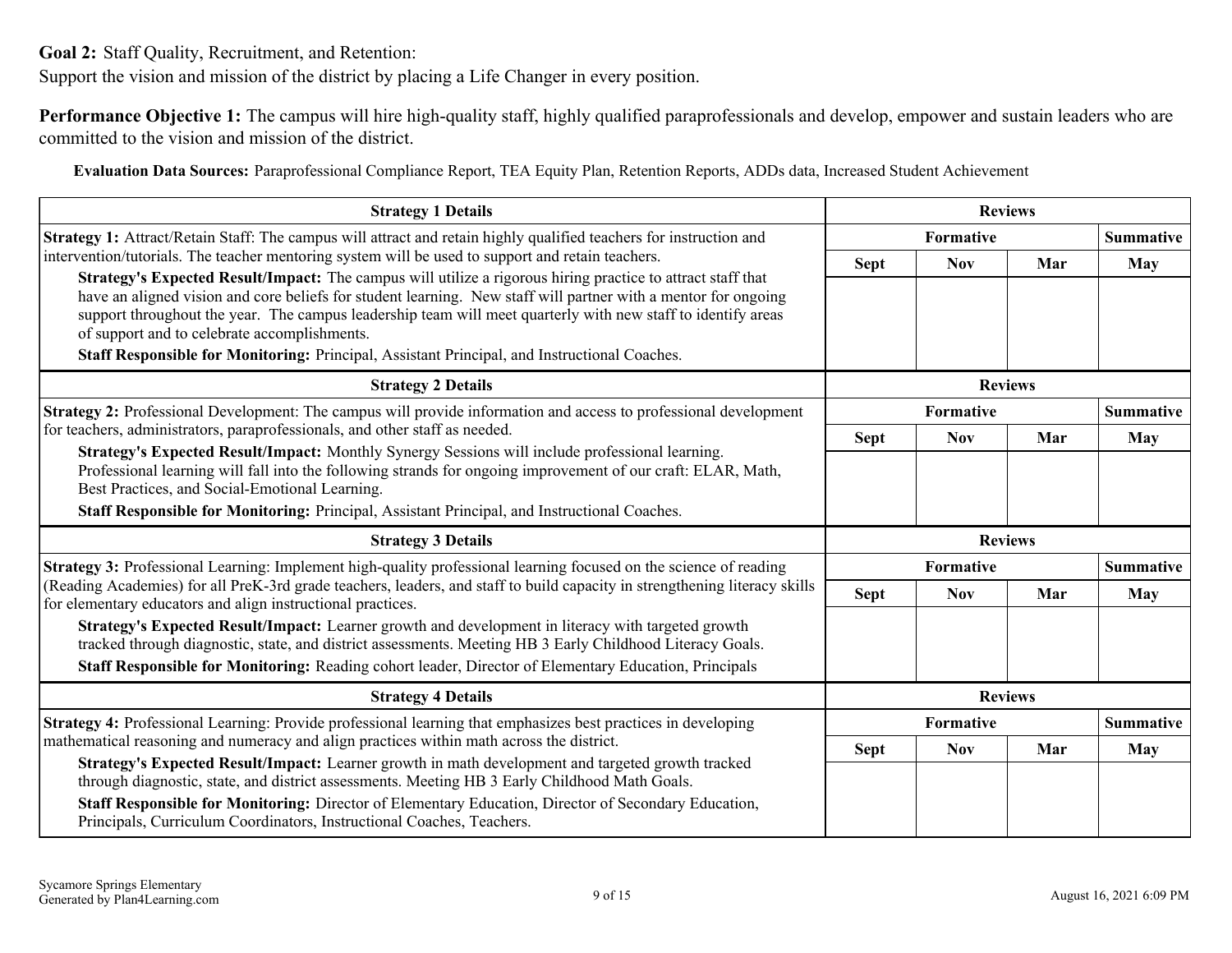**Goal 2:** Staff Quality, Recruitment, and Retention:
Support the vision and mission of the district by placing a Life Changer in every position.

**Performance Objective 1:** The campus will hire high-quality staff, highly qualified paraprofessionals and develop, empower and sustain leaders who are committed to the vision and mission of the district.

**Evaluation Data Sources:** Paraprofessional Compliance Report, TEA Equity Plan, Retention Reports, ADDs data, Increased Student Achievement

| Strategy 1 Details | Reviews | | | |
|---|---|---|---|---|
| | Formative | | | Summative |
| | Sept | Nov | Mar | May |
| **Strategy 1:** Attract/Retain Staff: The campus will attract and retain highly qualified teachers for instruction and intervention/tutorials. The teacher mentoring system will be used to support and retain teachers.<br>**Strategy's Expected Result/Impact:** The campus will utilize a rigorous hiring practice to attract staff that have an aligned vision and core beliefs for student learning. New staff will partner with a mentor for ongoing support throughout the year. The campus leadership team will meet quarterly with new staff to identify areas of support and to celebrate accomplishments.<br>**Staff Responsible for Monitoring:** Principal, Assistant Principal, and Instructional Coaches. | | | | |

| Strategy 2 Details | Reviews | | | |
|---|---|---|---|---|
| | Formative | | | Summative |
| | Sept | Nov | Mar | May |
| **Strategy 2:** Professional Development: The campus will provide information and access to professional development for teachers, administrators, paraprofessionals, and other staff as needed.<br>**Strategy's Expected Result/Impact:** Monthly Synergy Sessions will include professional learning. Professional learning will fall into the following strands for ongoing improvement of our craft: ELAR, Math, Best Practices, and Social-Emotional Learning.<br>**Staff Responsible for Monitoring:** Principal, Assistant Principal, and Instructional Coaches. | | | | |

| Strategy 3 Details | Reviews | | | |
|---|---|---|---|---|
| | Formative | | | Summative |
| | Sept | Nov | Mar | May |
| **Strategy 3:** Professional Learning: Implement high-quality professional learning focused on the science of reading (Reading Academies) for all PreK-3rd grade teachers, leaders, and staff to build capacity in strengthening literacy skills for elementary educators and align instructional practices.<br>**Strategy's Expected Result/Impact:** Learner growth and development in literacy with targeted growth tracked through diagnostic, state, and district assessments. Meeting HB 3 Early Childhood Literacy Goals.<br>**Staff Responsible for Monitoring:** Reading cohort leader, Director of Elementary Education, Principals | | | | |

| Strategy 4 Details | Reviews | | | |
|---|---|---|---|---|
| | Formative | | | Summative |
| | Sept | Nov | Mar | May |
| **Strategy 4:** Professional Learning: Provide professional learning that emphasizes best practices in developing mathematical reasoning and numeracy and align practices within math across the district.<br>**Strategy's Expected Result/Impact:** Learner growth in math development and targeted growth tracked through diagnostic, state, and district assessments. Meeting HB 3 Early Childhood Math Goals.<br>**Staff Responsible for Monitoring:** Director of Elementary Education, Director of Secondary Education, Principals, Curriculum Coordinators, Instructional Coaches, Teachers. | | | | |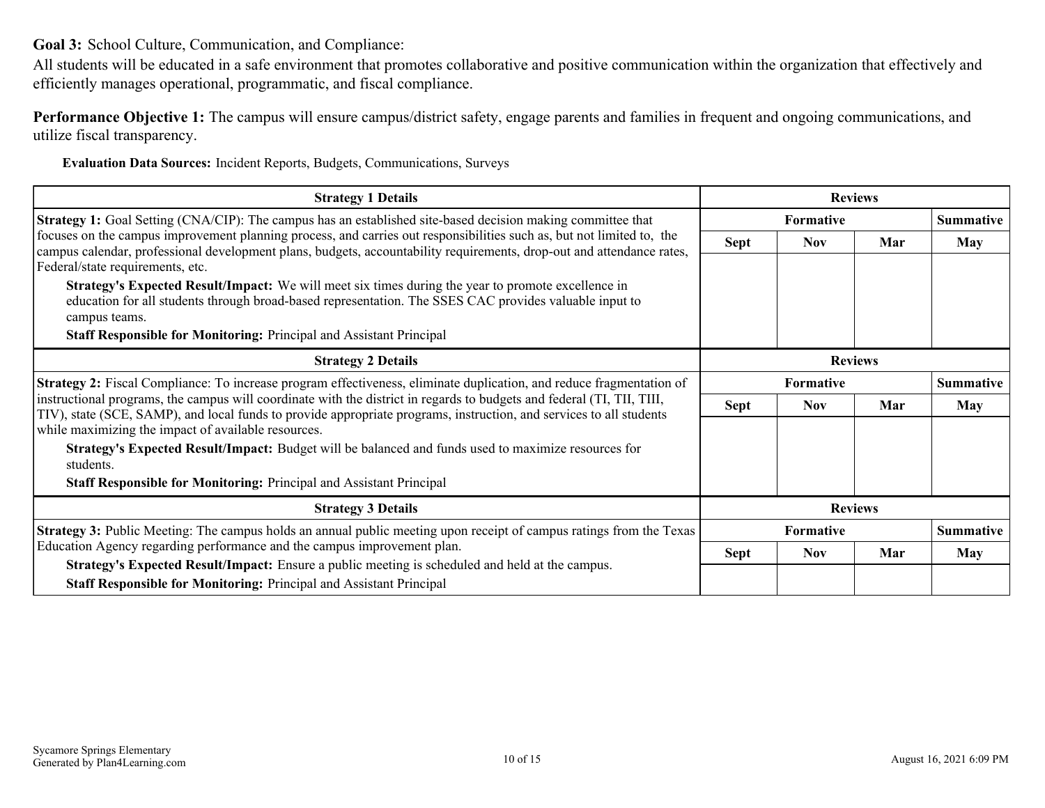**Goal 3:** School Culture, Communication, and Compliance:

All students will be educated in a safe environment that promotes collaborative and positive communication within the organization that effectively and efficiently manages operational, programmatic, and fiscal compliance.

**Performance Objective 1:** The campus will ensure campus/district safety, engage parents and families in frequent and ongoing communications, and utilize fiscal transparency.

**Evaluation Data Sources:** Incident Reports, Budgets, Communications, Surveys

| Strategy 1 Details | Reviews | | | |
|---|---|---|---|---|
| | Formative | | | Summative |
| | Sept | Nov | Mar | May |
| **Strategy 1:** Goal Setting (CNA/CIP): The campus has an established site-based decision making committee that focuses on the campus improvement planning process, and carries out responsibilities such as, but not limited to, the campus calendar, professional development plans, budgets, accountability requirements, drop-out and attendance rates, Federal/state requirements, etc.<br>**Strategy's Expected Result/Impact:** We will meet six times during the year to promote excellence in education for all students through broad-based representation. The SSES CAC provides valuable input to campus teams.<br>**Staff Responsible for Monitoring:** Principal and Assistant Principal | | | | |

| Strategy 2 Details | Reviews | | | |
|---|---|---|---|---|
| | Formative | | | Summative |
| | Sept | Nov | Mar | May |
| **Strategy 2:** Fiscal Compliance: To increase program effectiveness, eliminate duplication, and reduce fragmentation of instructional programs, the campus will coordinate with the district in regards to budgets and federal (TI, TII, TIII, TIV), state (SCE, SAMP), and local funds to provide appropriate programs, instruction, and services to all students while maximizing the impact of available resources.<br>**Strategy's Expected Result/Impact:** Budget will be balanced and funds used to maximize resources for students.<br>**Staff Responsible for Monitoring:** Principal and Assistant Principal | | | | |

| Strategy 3 Details | Reviews | | | |
|---|---|---|---|---|
| | Formative | | | Summative |
| | Sept | Nov | Mar | May |
| **Strategy 3:** Public Meeting: The campus holds an annual public meeting upon receipt of campus ratings from the Texas Education Agency regarding performance and the campus improvement plan.<br>**Strategy's Expected Result/Impact:** Ensure a public meeting is scheduled and held at the campus.<br>**Staff Responsible for Monitoring:** Principal and Assistant Principal | | | | |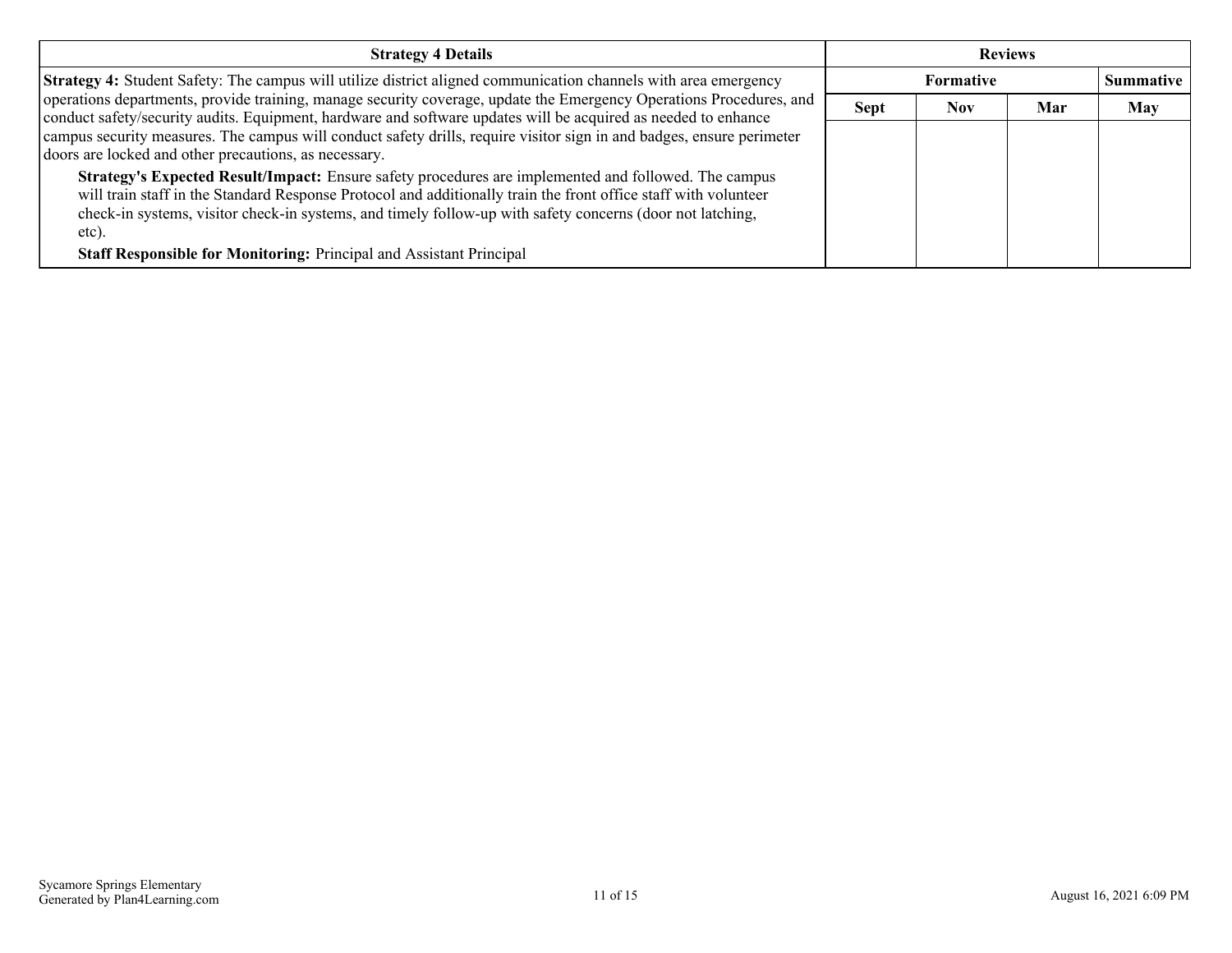| Strategy 4 Details | Reviews | | | |
|---|---|---|---|---|
| | Formative | | | Summative |
| | Sept | Nov | Mar | May |
| **Strategy 4:** Student Safety: The campus will utilize district aligned communication channels with area emergency operations departments, provide training, manage security coverage, update the Emergency Operations Procedures, and conduct safety/security audits. Equipment, hardware and software updates will be acquired as needed to enhance campus security measures. The campus will conduct safety drills, require visitor sign in and badges, ensure perimeter doors are locked and other precautions, as necessary. <br><br> **Strategy's Expected Result/Impact:** Ensure safety procedures are implemented and followed. The campus will train staff in the Standard Response Protocol and additionally train the front office staff with volunteer check-in systems, visitor check-in systems, and timely follow-up with safety concerns (door not latching, etc). <br><br> **Staff Responsible for Monitoring:** Principal and Assistant Principal | | | | |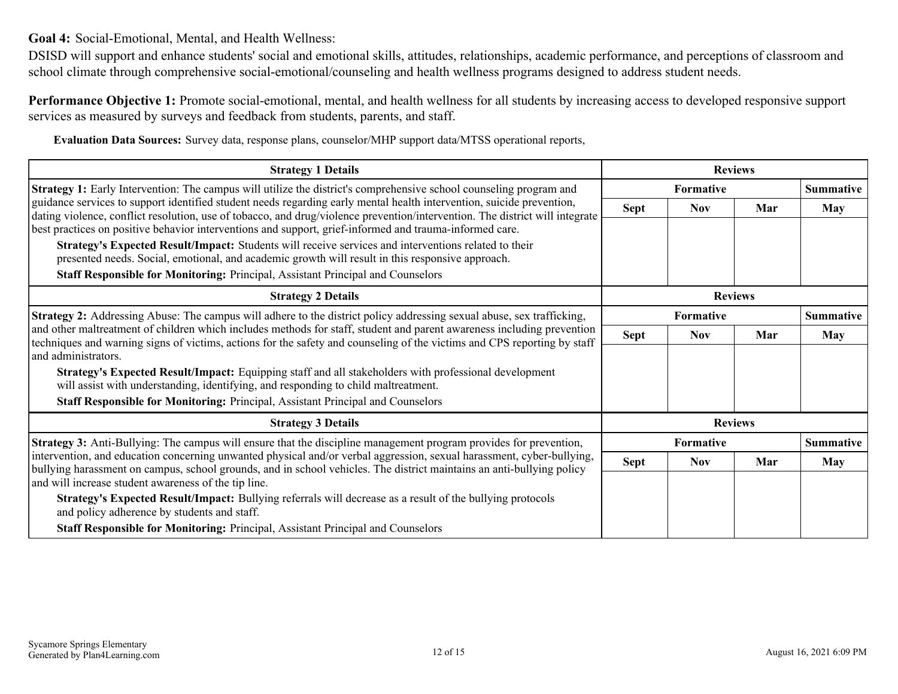**Goal 4:** Social-Emotional, Mental, and Health Wellness:

DSISD will support and enhance students' social and emotional skills, attitudes, relationships, academic performance, and perceptions of classroom and school climate through comprehensive social-emotional/counseling and health wellness programs designed to address student needs.

**Performance Objective 1:** Promote social-emotional, mental, and health wellness for all students by increasing access to developed responsive support services as measured by surveys and feedback from students, parents, and staff.

**Evaluation Data Sources:** Survey data, response plans, counselor/MHP support data/MTSS operational reports,

| Strategy 1 Details | Reviews | | | |
|---|---|---|---|---|
| | Formative | | | Summative |
| | Sept | Nov | Mar | May |
| **Strategy 1:** Early Intervention: The campus will utilize the district's comprehensive school counseling program and guidance services to support identified student needs regarding early mental health intervention, suicide prevention, dating violence, conflict resolution, use of tobacco, and drug/violence prevention/intervention. The district will integrate best practices on positive behavior interventions and support, grief-informed and trauma-informed care.<br>**Strategy's Expected Result/Impact:** Students will receive services and interventions related to their presented needs. Social, emotional, and academic growth will result in this responsive approach.<br>**Staff Responsible for Monitoring:** Principal, Assistant Principal and Counselors | | | | |

| Strategy 2 Details | Reviews | | | |
|---|---|---|---|---|
| | Formative | | | Summative |
| | Sept | Nov | Mar | May |
| **Strategy 2:** Addressing Abuse: The campus will adhere to the district policy addressing sexual abuse, sex trafficking, and other maltreatment of children which includes methods for staff, student and parent awareness including prevention techniques and warning signs of victims, actions for the safety and counseling of the victims and CPS reporting by staff and administrators.<br>**Strategy's Expected Result/Impact:** Equipping staff and all stakeholders with professional development will assist with understanding, identifying, and responding to child maltreatment.<br>**Staff Responsible for Monitoring:** Principal, Assistant Principal and Counselors | | | | |

| Strategy 3 Details | Reviews | | | |
|---|---|---|---|---|
| | Formative | | | Summative |
| | Sept | Nov | Mar | May |
| **Strategy 3:** Anti-Bullying: The campus will ensure that the discipline management program provides for prevention, intervention, and education concerning unwanted physical and/or verbal aggression, sexual harassment, cyber-bullying, bullying harassment on campus, school grounds, and in school vehicles. The district maintains an anti-bullying policy and will increase student awareness of the tip line.<br>**Strategy's Expected Result/Impact:** Bullying referrals will decrease as a result of the bullying protocols and policy adherence by students and staff.<br>**Staff Responsible for Monitoring:** Principal, Assistant Principal and Counselors | | | | |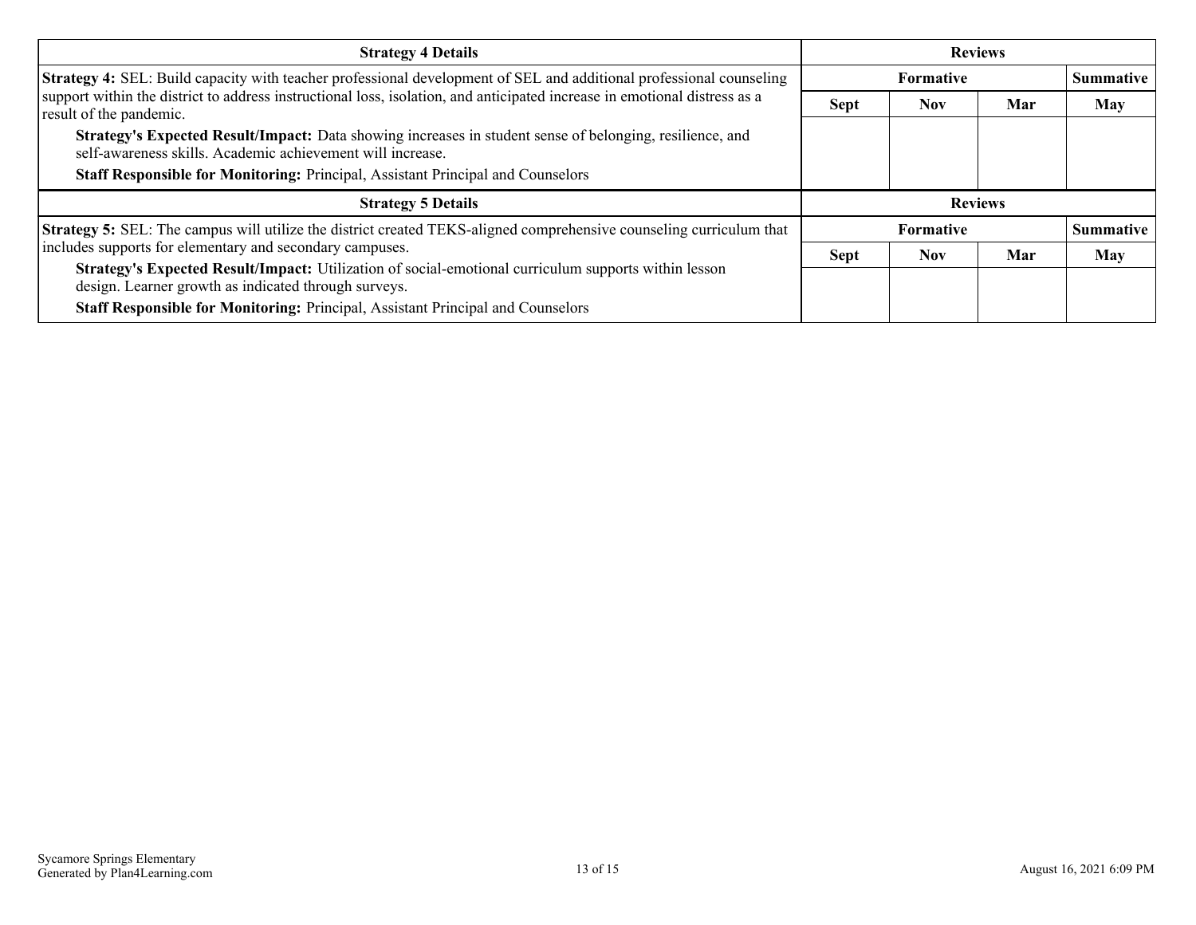| Strategy 4 Details | Reviews | | | |
|---|---|---|---|---|
| | Formative | | | Summative |
| | Sept | Nov | Mar | May |
| **Strategy 4:** SEL: Build capacity with teacher professional development of SEL and additional professional counseling support within the district to address instructional loss, isolation, and anticipated increase in emotional distress as a result of the pandemic.<br>**Strategy's Expected Result/Impact:** Data showing increases in student sense of belonging, resilience, and self-awareness skills. Academic achievement will increase.<br>**Staff Responsible for Monitoring:** Principal, Assistant Principal and Counselors | | | | |

| Strategy 5 Details | Reviews | | | |
|---|---|---|---|---|
| | Formative | | | Summative |
| | Sept | Nov | Mar | May |
| **Strategy 5:** SEL: The campus will utilize the district created TEKS-aligned comprehensive counseling curriculum that includes supports for elementary and secondary campuses.<br>**Strategy's Expected Result/Impact:** Utilization of social-emotional curriculum supports within lesson design. Learner growth as indicated through surveys.<br>**Staff Responsible for Monitoring:** Principal, Assistant Principal and Counselors | | | | |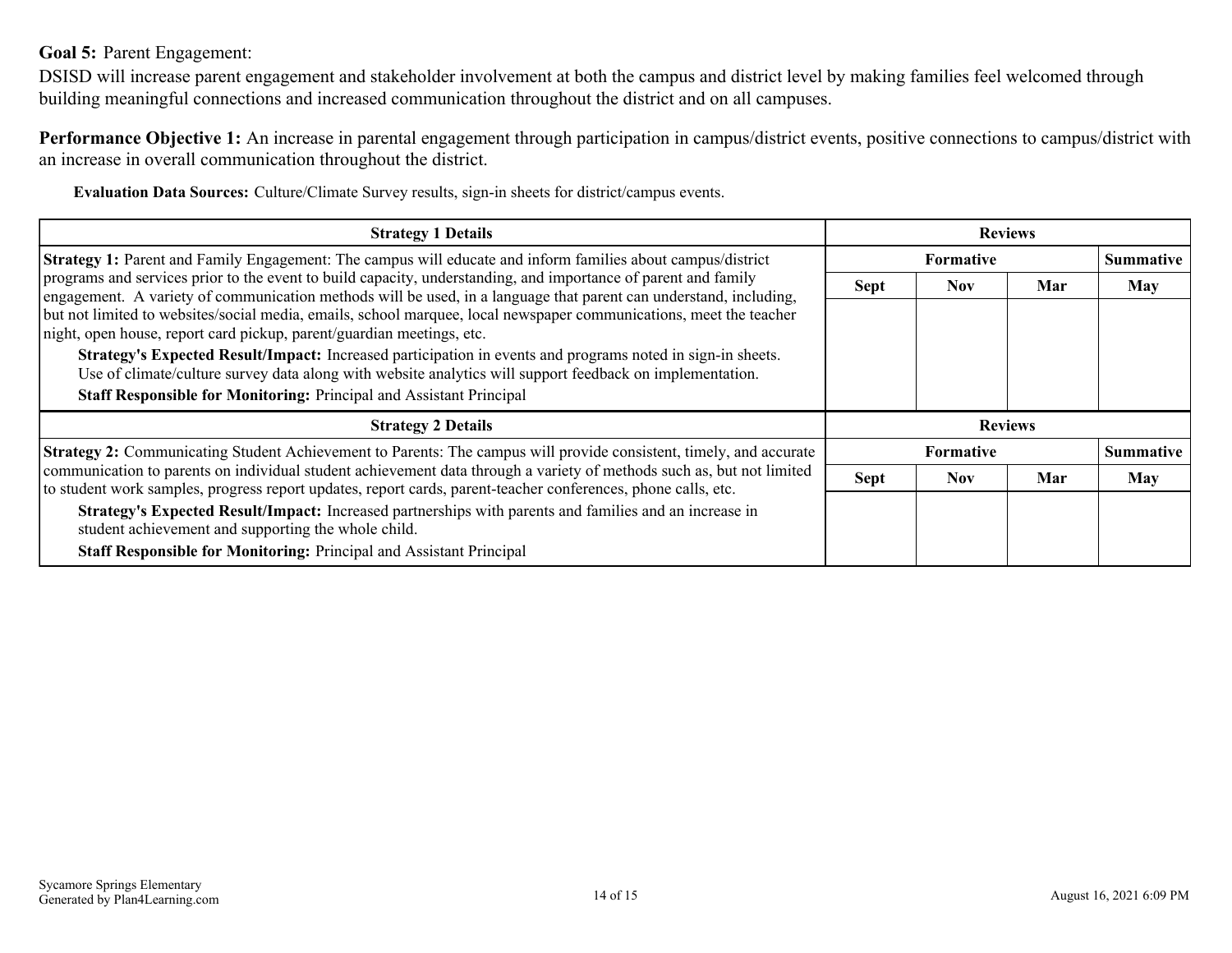**Goal 5:** Parent Engagement:

DSISD will increase parent engagement and stakeholder involvement at both the campus and district level by making families feel welcomed through building meaningful connections and increased communication throughout the district and on all campuses.

**Performance Objective 1:** An increase in parental engagement through participation in campus/district events, positive connections to campus/district with an increase in overall communication throughout the district.

**Evaluation Data Sources:** Culture/Climate Survey results, sign-in sheets for district/campus events.

| Strategy 1 Details | Reviews | | | |
|---|---|---|---|---|
| | Formative | | | Summative |
| | Sept | Nov | Mar | May |
| **Strategy 1:** Parent and Family Engagement: The campus will educate and inform families about campus/district programs and services prior to the event to build capacity, understanding, and importance of parent and family engagement. A variety of communication methods will be used, in a language that parent can understand, including, but not limited to websites/social media, emails, school marquee, local newspaper communications, meet the teacher night, open house, report card pickup, parent/guardian meetings, etc.<br>**Strategy's Expected Result/Impact:** Increased participation in events and programs noted in sign-in sheets. Use of climate/culture survey data along with website analytics will support feedback on implementation.<br>**Staff Responsible for Monitoring:** Principal and Assistant Principal | | | | |

| Strategy 2 Details | Reviews | | | |
|---|---|---|---|---|
| | Formative | | | Summative |
| | Sept | Nov | Mar | May |
| **Strategy 2:** Communicating Student Achievement to Parents: The campus will provide consistent, timely, and accurate communication to parents on individual student achievement data through a variety of methods such as, but not limited to student work samples, progress report updates, report cards, parent-teacher conferences, phone calls, etc.<br>**Strategy's Expected Result/Impact:** Increased partnerships with parents and families and an increase in student achievement and supporting the whole child.<br>**Staff Responsible for Monitoring:** Principal and Assistant Principal | | | | |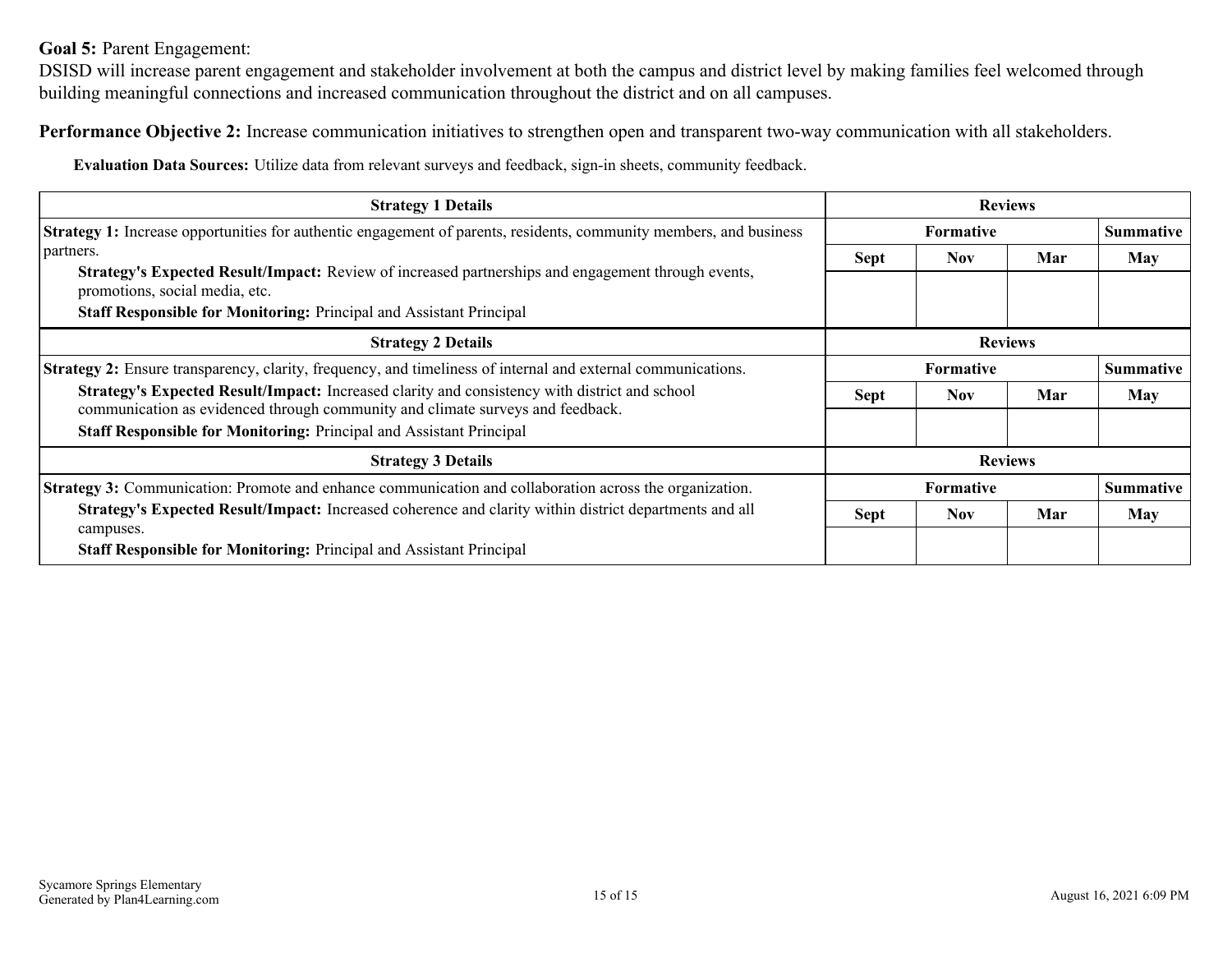**Goal 5:** Parent Engagement:
DSISD will increase parent engagement and stakeholder involvement at both the campus and district level by making families feel welcomed through building meaningful connections and increased communication throughout the district and on all campuses.

**Performance Objective 2:** Increase communication initiatives to strengthen open and transparent two-way communication with all stakeholders.

**Evaluation Data Sources:** Utilize data from relevant surveys and feedback, sign-in sheets, community feedback.

| Strategy 1 Details | Reviews | | | |
|---|---|---|---|---|
| **Strategy 1:** Increase opportunities for authentic engagement of parents, residents, community members, and business partners.<br>**Strategy's Expected Result/Impact:** Review of increased partnerships and engagement through events, promotions, social media, etc.<br>**Staff Responsible for Monitoring:** Principal and Assistant Principal | Formative | | | Summative |
| | Sept | Nov | Mar | May |
| | | | | |

| Strategy 2 Details | Reviews | | | |
|---|---|---|---|---|
| **Strategy 2:** Ensure transparency, clarity, frequency, and timeliness of internal and external communications.<br>**Strategy's Expected Result/Impact:** Increased clarity and consistency with district and school communication as evidenced through community and climate surveys and feedback.<br>**Staff Responsible for Monitoring:** Principal and Assistant Principal | Formative | | | Summative |
| | Sept | Nov | Mar | May |
| | | | | |

| Strategy 3 Details | Reviews | | | |
|---|---|---|---|---|
| **Strategy 3:** Communication: Promote and enhance communication and collaboration across the organization.<br>**Strategy's Expected Result/Impact:** Increased coherence and clarity within district departments and all campuses.<br>**Staff Responsible for Monitoring:** Principal and Assistant Principal | Formative | | | Summative |
| | Sept | Nov | Mar | May |
| | | | | |